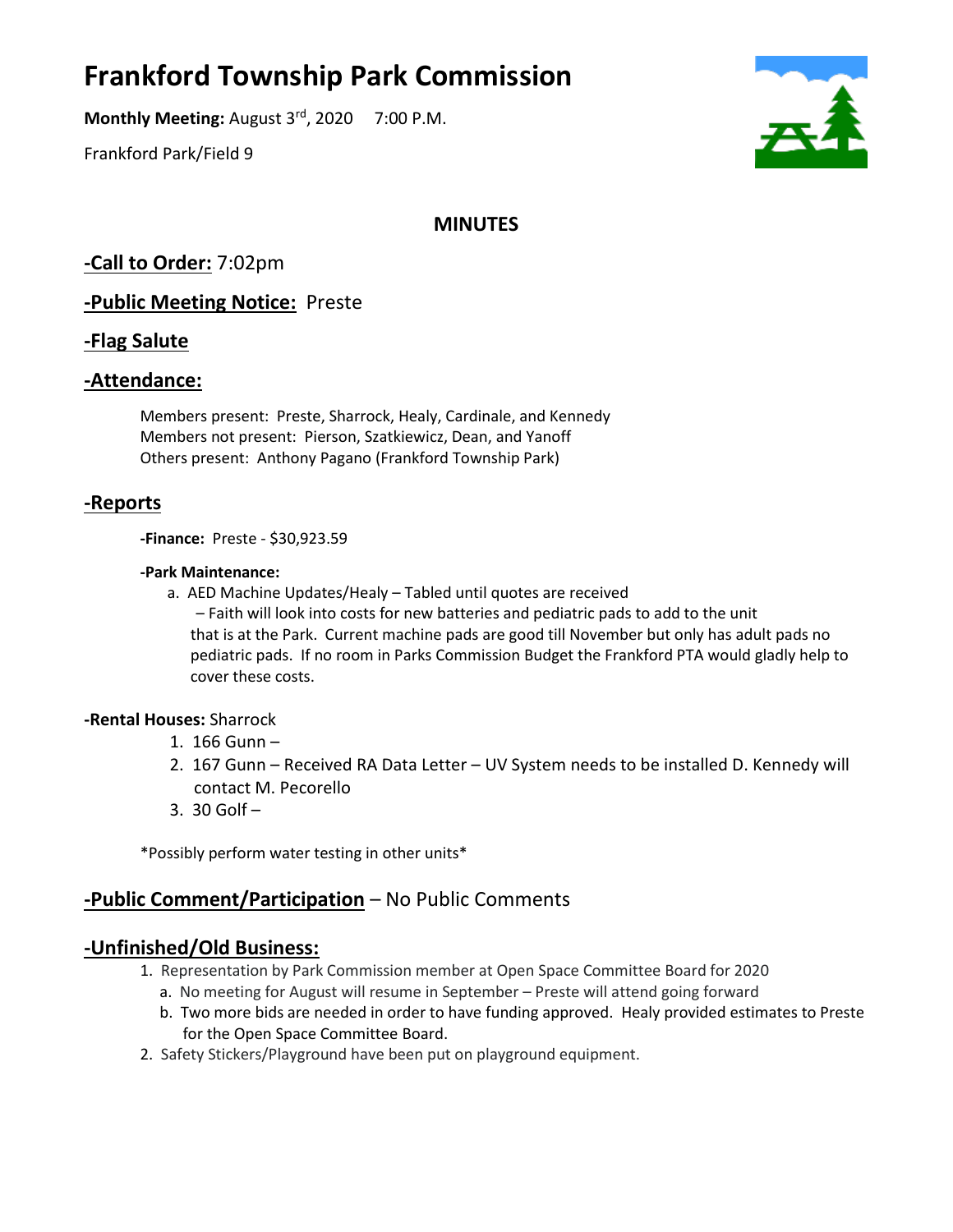# Frankford Township Park Commission

**Monthly Meeting:** August 3rd, 2020 7:00 P.M.

Frankford Park/Field 9

## MINUTES

## -Call to Order: 7:02pm

## -Public Meeting Notice: Preste

## -Flag Salute

## -Attendance:

Members present: Preste, Sharrock, Healy, Cardinale, and Kennedy
Members not present: Pierson, Szatkiewicz, Dean, and Yanoff
Others present: Anthony Pagano (Frankford Township Park)

## -Reports

**-Finance:** Preste - $30,923.59

**-Park Maintenance:**

a. AED Machine Updates/Healy – Tabled until quotes are received
   – Faith will look into costs for new batteries and pediatric pads to add to the unit that is at the Park. Current machine pads are good till November but only has adult pads no pediatric pads. If no room in Parks Commission Budget the Frankford PTA would gladly help to cover these costs.

**-Rental Houses:** Sharrock

1. 166 Gunn –
2. 167 Gunn – Received RA Data Letter – UV System needs to be installed D. Kennedy will contact M. Pecorello
3. 30 Golf –

*Possibly perform water testing in other units*

## -Public Comment/Participation – No Public Comments

## -Unfinished/Old Business:

1. Representation by Park Commission member at Open Space Committee Board for 2020
   a. No meeting for August will resume in September – Preste will attend going forward
   b. Two more bids are needed in order to have funding approved. Healy provided estimates to Preste for the Open Space Committee Board.
2. Safety Stickers/Playground have been put on playground equipment.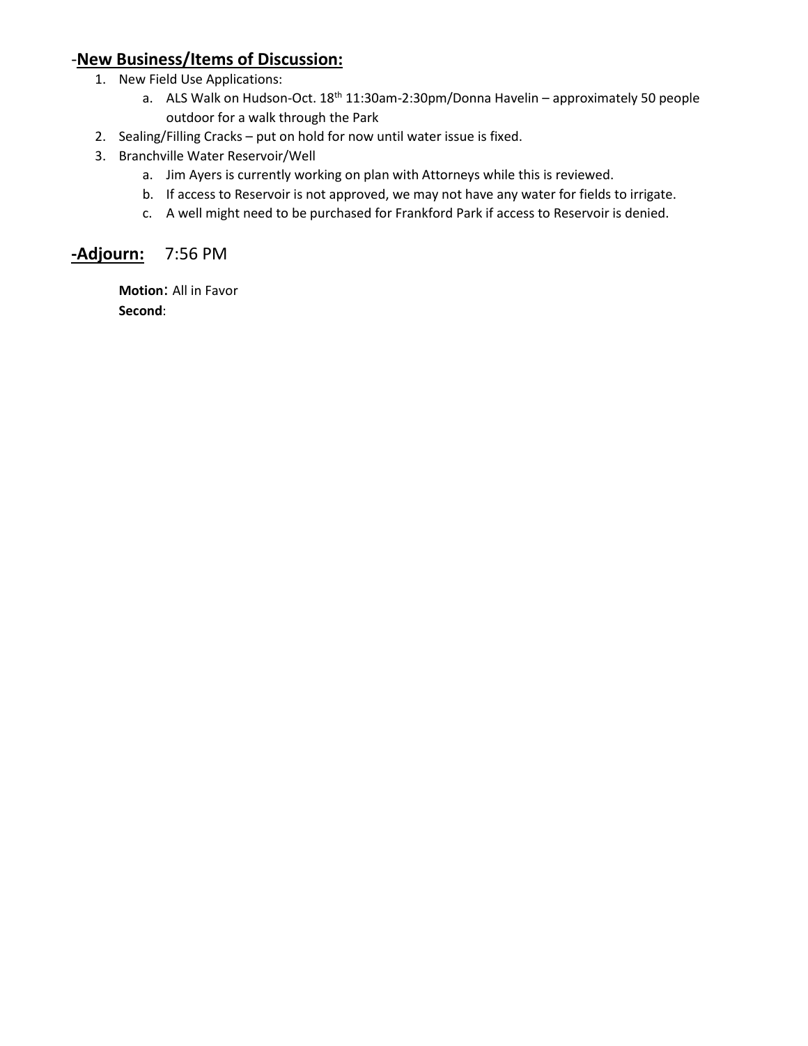## -**New Business/Items of Discussion:**

1. New Field Use Applications:
   a. ALS Walk on Hudson-Oct. 18th 11:30am-2:30pm/Donna Havelin – approximately 50 people outdoor for a walk through the Park
2. Sealing/Filling Cracks – put on hold for now until water issue is fixed.
3. Branchville Water Reservoir/Well
   a. Jim Ayers is currently working on plan with Attorneys while this is reviewed.
   b. If access to Reservoir is not approved, we may not have any water for fields to irrigate.
   c. A well might need to be purchased for Frankford Park if access to Reservoir is denied.

## **-Adjourn:** 7:56 PM

**Motion**: All in Favor
**Second**: